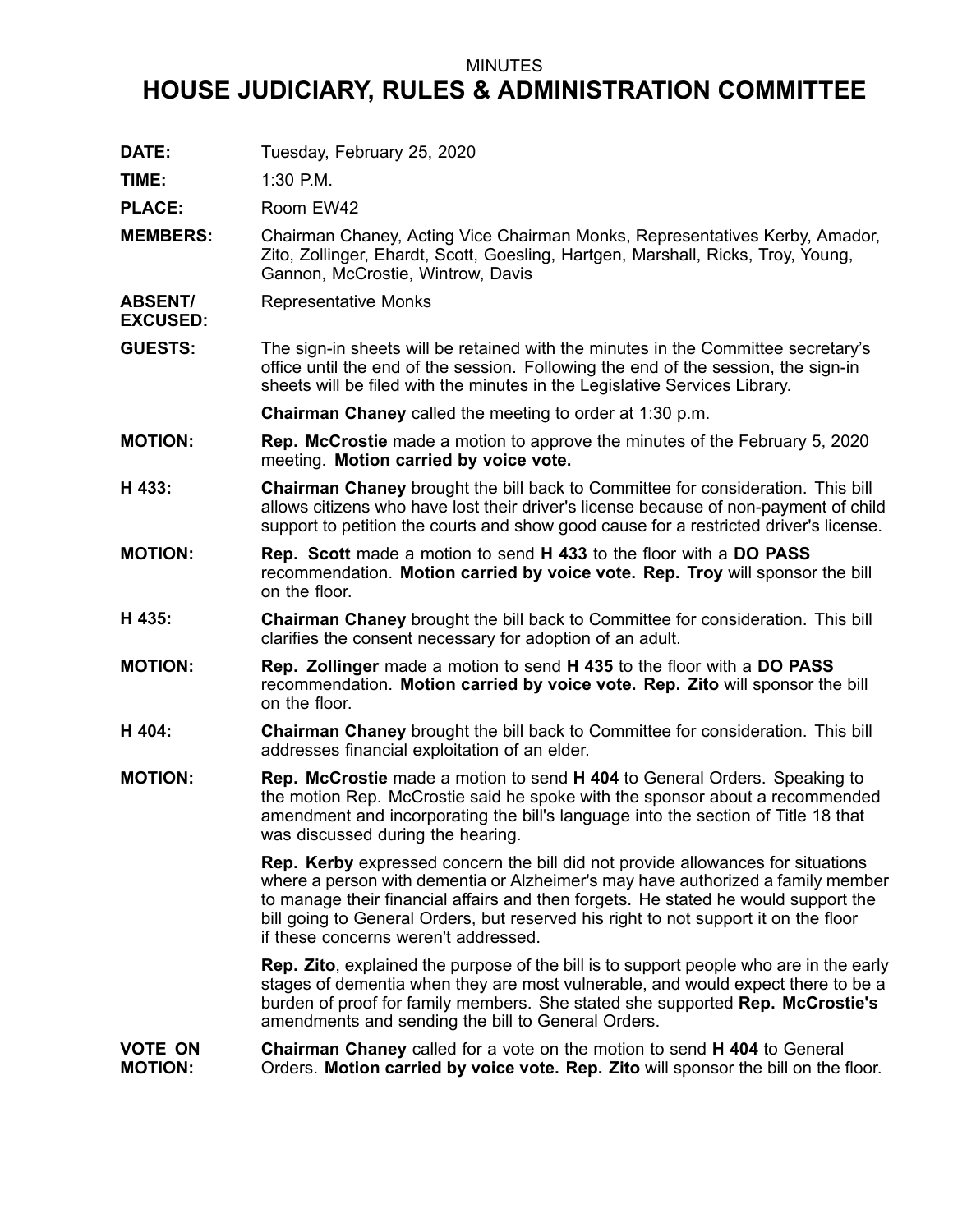MINUTES

# HOUSE JUDICIARY, RULES & ADMINISTRATION COMMITTEE

**DATE:** Tuesday, February 25, 2020

**TIME:** 1:30 P.M.

**PLACE:** Room EW42

**MEMBERS:** Chairman Chaney, Acting Vice Chairman Monks, Representatives Kerby, Amador, Zito, Zollinger, Ehardt, Scott, Goesling, Hartgen, Marshall, Ricks, Troy, Young, Gannon, McCrostie, Wintrow, Davis

**ABSENT/ EXCUSED:** Representative Monks

**GUESTS:** The sign-in sheets will be retained with the minutes in the Committee secretary's office until the end of the session. Following the end of the session, the sign-in sheets will be filed with the minutes in the Legislative Services Library.

**Chairman Chaney** called the meeting to order at 1:30 p.m.

**MOTION:** **Rep. McCrostie** made a motion to approve the minutes of the February 5, 2020 meeting. **Motion carried by voice vote.**

**H 433:** **Chairman Chaney** brought the bill back to Committee for consideration. This bill allows citizens who have lost their driver's license because of non-payment of child support to petition the courts and show good cause for a restricted driver's license.

**MOTION:** **Rep. Scott** made a motion to send **H 433** to the floor with a **DO PASS** recommendation. **Motion carried by voice vote. Rep. Troy** will sponsor the bill on the floor.

**H 435:** **Chairman Chaney** brought the bill back to Committee for consideration. This bill clarifies the consent necessary for adoption of an adult.

**MOTION:** **Rep. Zollinger** made a motion to send **H 435** to the floor with a **DO PASS** recommendation. **Motion carried by voice vote. Rep. Zito** will sponsor the bill on the floor.

**H 404:** **Chairman Chaney** brought the bill back to Committee for consideration. This bill addresses financial exploitation of an elder.

**MOTION:** **Rep. McCrostie** made a motion to send **H 404** to General Orders. Speaking to the motion Rep. McCrostie said he spoke with the sponsor about a recommended amendment and incorporating the bill's language into the section of Title 18 that was discussed during the hearing.

**Rep. Kerby** expressed concern the bill did not provide allowances for situations where a person with dementia or Alzheimer's may have authorized a family member to manage their financial affairs and then forgets. He stated he would support the bill going to General Orders, but reserved his right to not support it on the floor if these concerns weren't addressed.

**Rep. Zito**, explained the purpose of the bill is to support people who are in the early stages of dementia when they are most vulnerable, and would expect there to be a burden of proof for family members. She stated she supported **Rep. McCrostie's** amendments and sending the bill to General Orders.

**VOTE ON MOTION:** **Chairman Chaney** called for a vote on the motion to send **H 404** to General Orders. **Motion carried by voice vote. Rep. Zito** will sponsor the bill on the floor.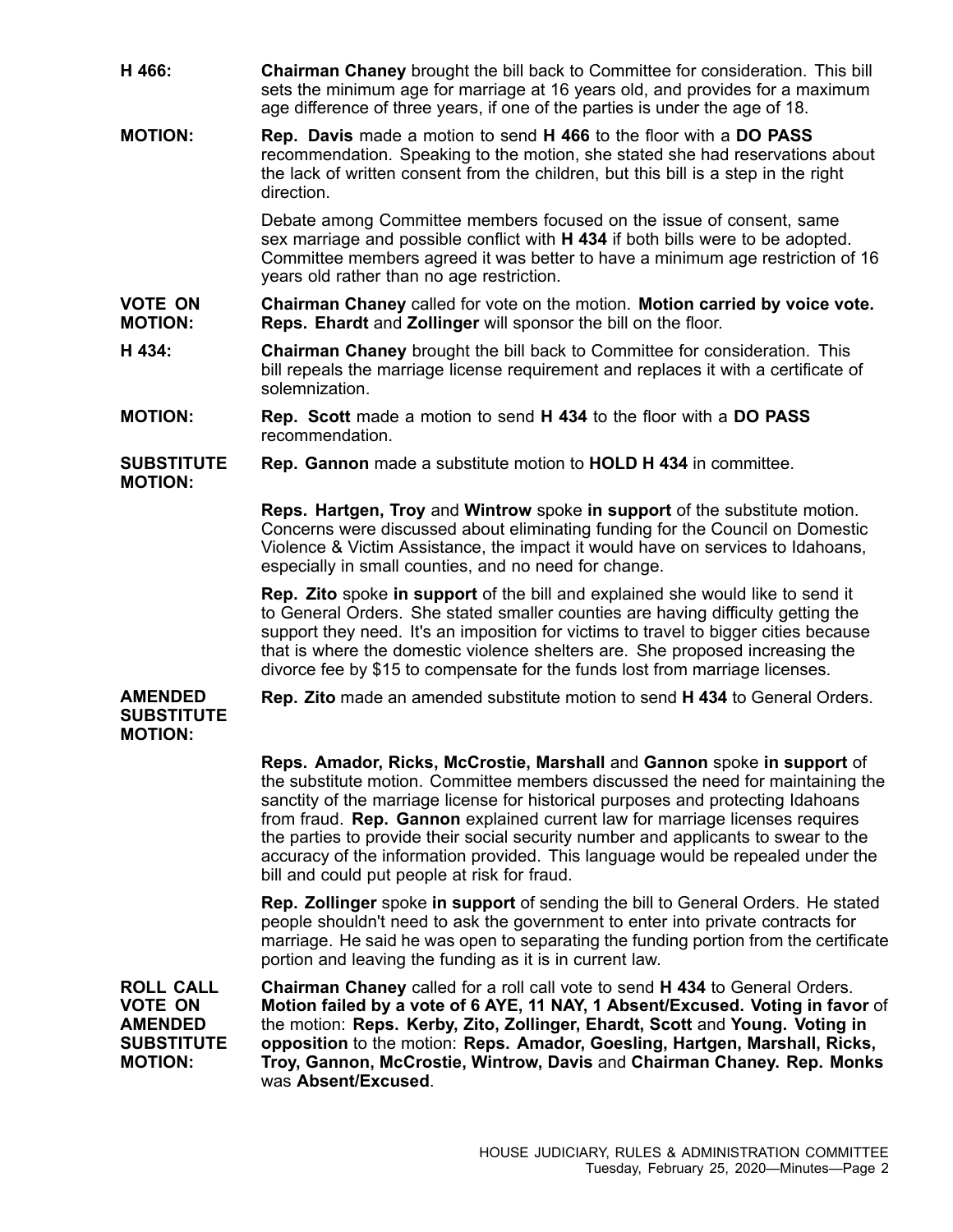**H 466:** **Chairman Chaney** brought the bill back to Committee for consideration. This bill sets the minimum age for marriage at 16 years old, and provides for a maximum age difference of three years, if one of the parties is under the age of 18.

**MOTION:** **Rep. Davis** made a motion to send **H 466** to the floor with a **DO PASS** recommendation. Speaking to the motion, she stated she had reservations about the lack of written consent from the children, but this bill is a step in the right direction.

Debate among Committee members focused on the issue of consent, same sex marriage and possible conflict with **H 434** if both bills were to be adopted. Committee members agreed it was better to have a minimum age restriction of 16 years old rather than no age restriction.

**VOTE ON MOTION:** **Chairman Chaney** called for vote on the motion. **Motion carried by voice vote. Reps. Ehardt** and **Zollinger** will sponsor the bill on the floor.

**H 434:** **Chairman Chaney** brought the bill back to Committee for consideration. This bill repeals the marriage license requirement and replaces it with a certificate of solemnization.

**MOTION:** **Rep. Scott** made a motion to send **H 434** to the floor with a **DO PASS** recommendation.

**SUBSTITUTE MOTION:** **Rep. Gannon** made a substitute motion to **HOLD H 434** in committee.

**Reps. Hartgen, Troy** and **Wintrow** spoke **in support** of the substitute motion. Concerns were discussed about eliminating funding for the Council on Domestic Violence & Victim Assistance, the impact it would have on services to Idahoans, especially in small counties, and no need for change.

**Rep. Zito** spoke **in support** of the bill and explained she would like to send it to General Orders. She stated smaller counties are having difficulty getting the support they need. It's an imposition for victims to travel to bigger cities because that is where the domestic violence shelters are. She proposed increasing the divorce fee by $15 to compensate for the funds lost from marriage licenses.

**AMENDED SUBSTITUTE MOTION:** **Rep. Zito** made an amended substitute motion to send **H 434** to General Orders.

**Reps. Amador, Ricks, McCrostie, Marshall** and **Gannon** spoke **in support** of the substitute motion. Committee members discussed the need for maintaining the sanctity of the marriage license for historical purposes and protecting Idahoans from fraud. **Rep. Gannon** explained current law for marriage licenses requires the parties to provide their social security number and applicants to swear to the accuracy of the information provided. This language would be repealed under the bill and could put people at risk for fraud.

**Rep. Zollinger** spoke **in support** of sending the bill to General Orders. He stated people shouldn't need to ask the government to enter into private contracts for marriage. He said he was open to separating the funding portion from the certificate portion and leaving the funding as it is in current law.

**ROLL CALL VOTE ON AMENDED SUBSTITUTE MOTION:** **Chairman Chaney** called for a roll call vote to send **H 434** to General Orders. **Motion failed by a vote of 6 AYE, 11 NAY, 1 Absent/Excused. Voting in favor** of the motion: **Reps. Kerby, Zito, Zollinger, Ehardt, Scott** and **Young. Voting in opposition** to the motion: **Reps. Amador, Goesling, Hartgen, Marshall, Ricks, Troy, Gannon, McCrostie, Wintrow, Davis** and **Chairman Chaney. Rep. Monks** was **Absent/Excused**.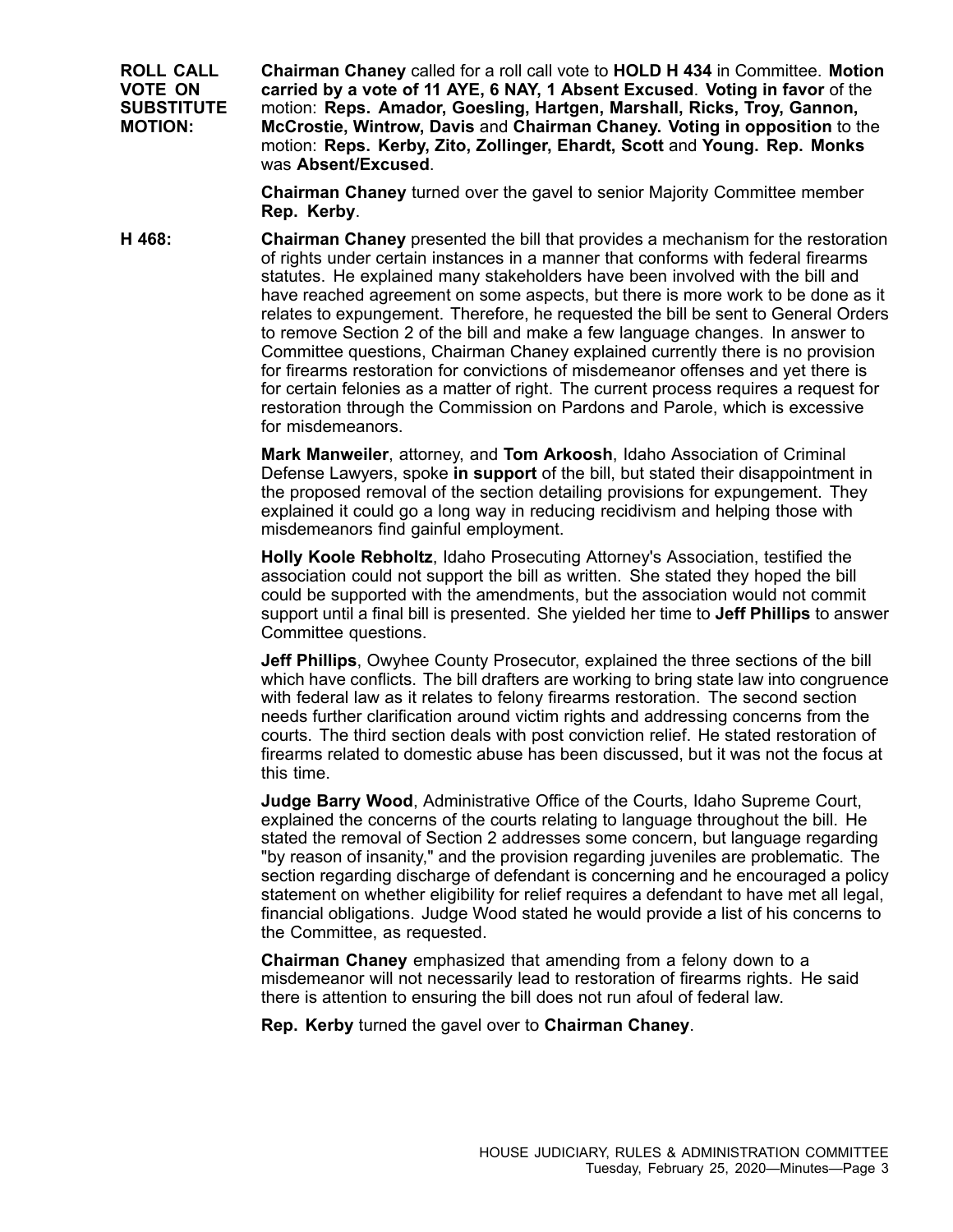**ROLL CALL VOTE ON SUBSTITUTE MOTION:** **Chairman Chaney** called for a roll call vote to **HOLD H 434** in Committee. **Motion carried by a vote of 11 AYE, 6 NAY, 1 Absent Excused**. **Voting in favor** of the motion: **Reps. Amador, Goesling, Hartgen, Marshall, Ricks, Troy, Gannon, McCrostie, Wintrow, Davis** and **Chairman Chaney. Voting in opposition** to the motion: **Reps. Kerby, Zito, Zollinger, Ehardt, Scott** and **Young. Rep. Monks** was **Absent/Excused**.

**Chairman Chaney** turned over the gavel to senior Majority Committee member **Rep. Kerby**.

**H 468:** **Chairman Chaney** presented the bill that provides a mechanism for the restoration of rights under certain instances in a manner that conforms with federal firearms statutes. He explained many stakeholders have been involved with the bill and have reached agreement on some aspects, but there is more work to be done as it relates to expungement. Therefore, he requested the bill be sent to General Orders to remove Section 2 of the bill and make a few language changes. In answer to Committee questions, Chairman Chaney explained currently there is no provision for firearms restoration for convictions of misdemeanor offenses and yet there is for certain felonies as a matter of right. The current process requires a request for restoration through the Commission on Pardons and Parole, which is excessive for misdemeanors.

**Mark Manweiler**, attorney, and **Tom Arkoosh**, Idaho Association of Criminal Defense Lawyers, spoke **in support** of the bill, but stated their disappointment in the proposed removal of the section detailing provisions for expungement. They explained it could go a long way in reducing recidivism and helping those with misdemeanors find gainful employment.

**Holly Koole Rebholtz**, Idaho Prosecuting Attorney's Association, testified the association could not support the bill as written. She stated they hoped the bill could be supported with the amendments, but the association would not commit support until a final bill is presented. She yielded her time to **Jeff Phillips** to answer Committee questions.

**Jeff Phillips**, Owyhee County Prosecutor, explained the three sections of the bill which have conflicts. The bill drafters are working to bring state law into congruence with federal law as it relates to felony firearms restoration. The second section needs further clarification around victim rights and addressing concerns from the courts. The third section deals with post conviction relief. He stated restoration of firearms related to domestic abuse has been discussed, but it was not the focus at this time.

**Judge Barry Wood**, Administrative Office of the Courts, Idaho Supreme Court, explained the concerns of the courts relating to language throughout the bill. He stated the removal of Section 2 addresses some concern, but language regarding "by reason of insanity," and the provision regarding juveniles are problematic. The section regarding discharge of defendant is concerning and he encouraged a policy statement on whether eligibility for relief requires a defendant to have met all legal, financial obligations. Judge Wood stated he would provide a list of his concerns to the Committee, as requested.

**Chairman Chaney** emphasized that amending from a felony down to a misdemeanor will not necessarily lead to restoration of firearms rights. He said there is attention to ensuring the bill does not run afoul of federal law.

**Rep. Kerby** turned the gavel over to **Chairman Chaney**.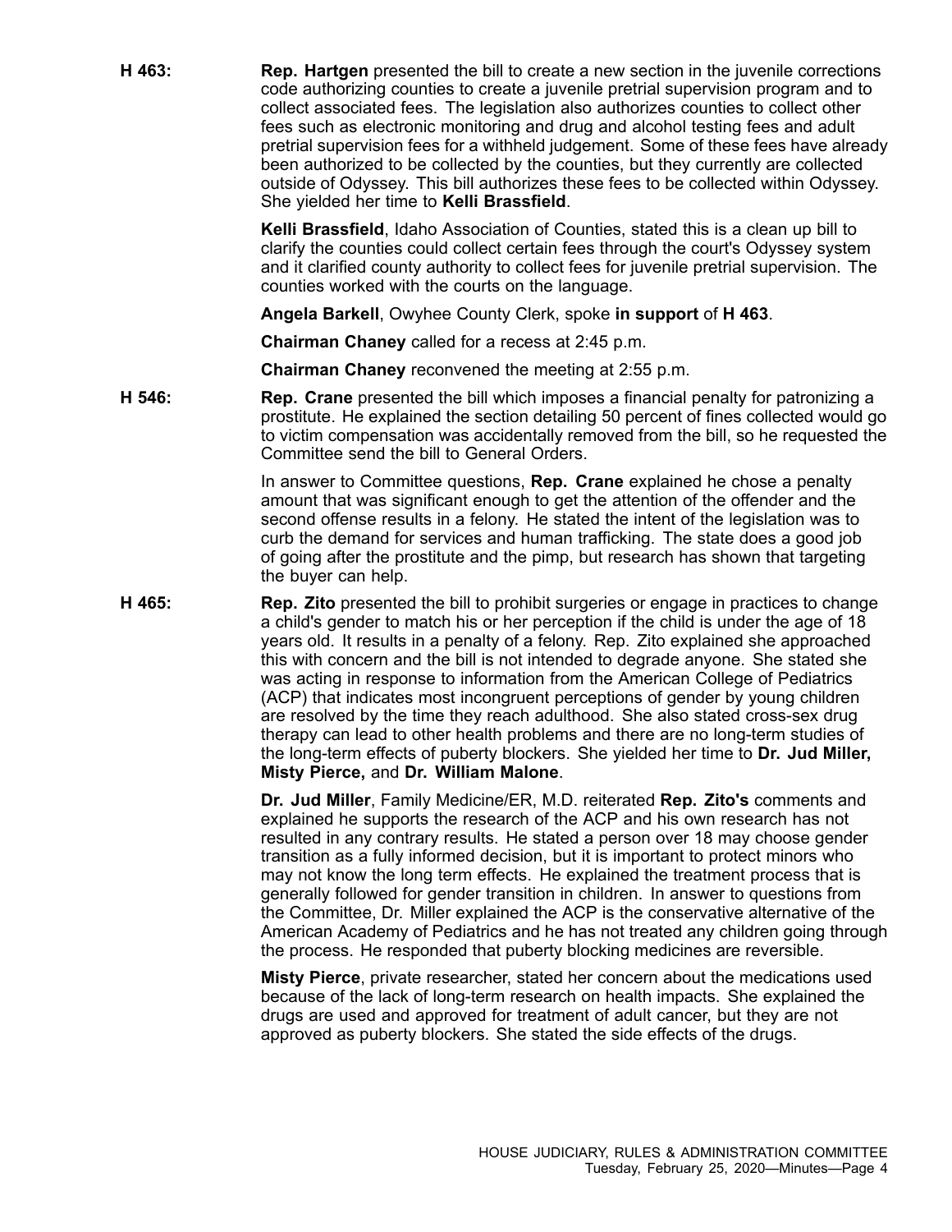**H 463:** **Rep. Hartgen** presented the bill to create a new section in the juvenile corrections code authorizing counties to create a juvenile pretrial supervision program and to collect associated fees. The legislation also authorizes counties to collect other fees such as electronic monitoring and drug and alcohol testing fees and adult pretrial supervision fees for a withheld judgement. Some of these fees have already been authorized to be collected by the counties, but they currently are collected outside of Odyssey. This bill authorizes these fees to be collected within Odyssey. She yielded her time to **Kelli Brassfield**.

**Kelli Brassfield**, Idaho Association of Counties, stated this is a clean up bill to clarify the counties could collect certain fees through the court's Odyssey system and it clarified county authority to collect fees for juvenile pretrial supervision. The counties worked with the courts on the language.

**Angela Barkell**, Owyhee County Clerk, spoke **in support** of **H 463**.

**Chairman Chaney** called for a recess at 2:45 p.m.

**Chairman Chaney** reconvened the meeting at 2:55 p.m.

**H 546:** **Rep. Crane** presented the bill which imposes a financial penalty for patronizing a prostitute. He explained the section detailing 50 percent of fines collected would go to victim compensation was accidentally removed from the bill, so he requested the Committee send the bill to General Orders.

In answer to Committee questions, **Rep. Crane** explained he chose a penalty amount that was significant enough to get the attention of the offender and the second offense results in a felony. He stated the intent of the legislation was to curb the demand for services and human trafficking. The state does a good job of going after the prostitute and the pimp, but research has shown that targeting the buyer can help.

**H 465:** **Rep. Zito** presented the bill to prohibit surgeries or engage in practices to change a child's gender to match his or her perception if the child is under the age of 18 years old. It results in a penalty of a felony. Rep. Zito explained she approached this with concern and the bill is not intended to degrade anyone. She stated she was acting in response to information from the American College of Pediatrics (ACP) that indicates most incongruent perceptions of gender by young children are resolved by the time they reach adulthood. She also stated cross-sex drug therapy can lead to other health problems and there are no long-term studies of the long-term effects of puberty blockers. She yielded her time to **Dr. Jud Miller, Misty Pierce,** and **Dr. William Malone**.

**Dr. Jud Miller**, Family Medicine/ER, M.D. reiterated **Rep. Zito's** comments and explained he supports the research of the ACP and his own research has not resulted in any contrary results. He stated a person over 18 may choose gender transition as a fully informed decision, but it is important to protect minors who may not know the long term effects. He explained the treatment process that is generally followed for gender transition in children. In answer to questions from the Committee, Dr. Miller explained the ACP is the conservative alternative of the American Academy of Pediatrics and he has not treated any children going through the process. He responded that puberty blocking medicines are reversible.

**Misty Pierce**, private researcher, stated her concern about the medications used because of the lack of long-term research on health impacts. She explained the drugs are used and approved for treatment of adult cancer, but they are not approved as puberty blockers. She stated the side effects of the drugs.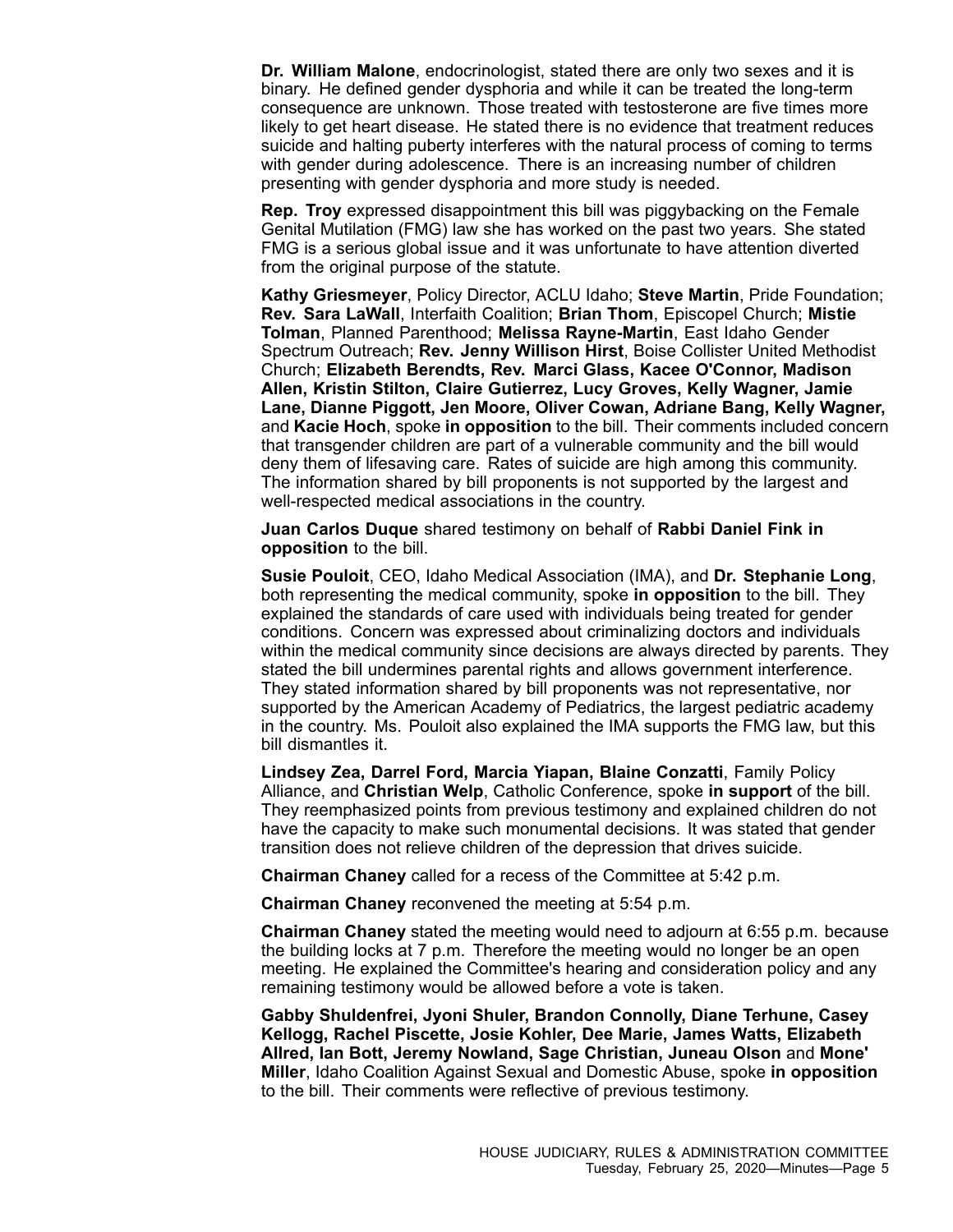**Dr. William Malone**, endocrinologist, stated there are only two sexes and it is binary. He defined gender dysphoria and while it can be treated the long-term consequence are unknown. Those treated with testosterone are five times more likely to get heart disease. He stated there is no evidence that treatment reduces suicide and halting puberty interferes with the natural process of coming to terms with gender during adolescence. There is an increasing number of children presenting with gender dysphoria and more study is needed.

**Rep. Troy** expressed disappointment this bill was piggybacking on the Female Genital Mutilation (FMG) law she has worked on the past two years. She stated FMG is a serious global issue and it was unfortunate to have attention diverted from the original purpose of the statute.

**Kathy Griesmeyer**, Policy Director, ACLU Idaho; **Steve Martin**, Pride Foundation; **Rev. Sara LaWall**, Interfaith Coalition; **Brian Thom**, Episcopel Church; **Mistie Tolman**, Planned Parenthood; **Melissa Rayne-Martin**, East Idaho Gender Spectrum Outreach; **Rev. Jenny Willison Hirst**, Boise Collister United Methodist Church; **Elizabeth Berendts, Rev. Marci Glass, Kacee O'Connor, Madison Allen, Kristin Stilton, Claire Gutierrez, Lucy Groves, Kelly Wagner, Jamie Lane, Dianne Piggott, Jen Moore, Oliver Cowan, Adriane Bang, Kelly Wagner,** and **Kacie Hoch**, spoke **in opposition** to the bill. Their comments included concern that transgender children are part of a vulnerable community and the bill would deny them of lifesaving care. Rates of suicide are high among this community. The information shared by bill proponents is not supported by the largest and well-respected medical associations in the country.

**Juan Carlos Duque** shared testimony on behalf of **Rabbi Daniel Fink in opposition** to the bill.

**Susie Pouloit**, CEO, Idaho Medical Association (IMA), and **Dr. Stephanie Long**, both representing the medical community, spoke **in opposition** to the bill. They explained the standards of care used with individuals being treated for gender conditions. Concern was expressed about criminalizing doctors and individuals within the medical community since decisions are always directed by parents. They stated the bill undermines parental rights and allows government interference. They stated information shared by bill proponents was not representative, nor supported by the American Academy of Pediatrics, the largest pediatric academy in the country. Ms. Pouloit also explained the IMA supports the FMG law, but this bill dismantles it.

**Lindsey Zea, Darrel Ford, Marcia Yiapan, Blaine Conzatti**, Family Policy Alliance, and **Christian Welp**, Catholic Conference, spoke **in support** of the bill. They reemphasized points from previous testimony and explained children do not have the capacity to make such monumental decisions. It was stated that gender transition does not relieve children of the depression that drives suicide.

**Chairman Chaney** called for a recess of the Committee at 5:42 p.m.

**Chairman Chaney** reconvened the meeting at 5:54 p.m.

**Chairman Chaney** stated the meeting would need to adjourn at 6:55 p.m. because the building locks at 7 p.m. Therefore the meeting would no longer be an open meeting. He explained the Committee's hearing and consideration policy and any remaining testimony would be allowed before a vote is taken.

**Gabby Shuldenfrei, Jyoni Shuler, Brandon Connolly, Diane Terhune, Casey Kellogg, Rachel Piscette, Josie Kohler, Dee Marie, James Watts, Elizabeth Allred, Ian Bott, Jeremy Nowland, Sage Christian, Juneau Olson** and **Mone' Miller**, Idaho Coalition Against Sexual and Domestic Abuse, spoke **in opposition** to the bill. Their comments were reflective of previous testimony.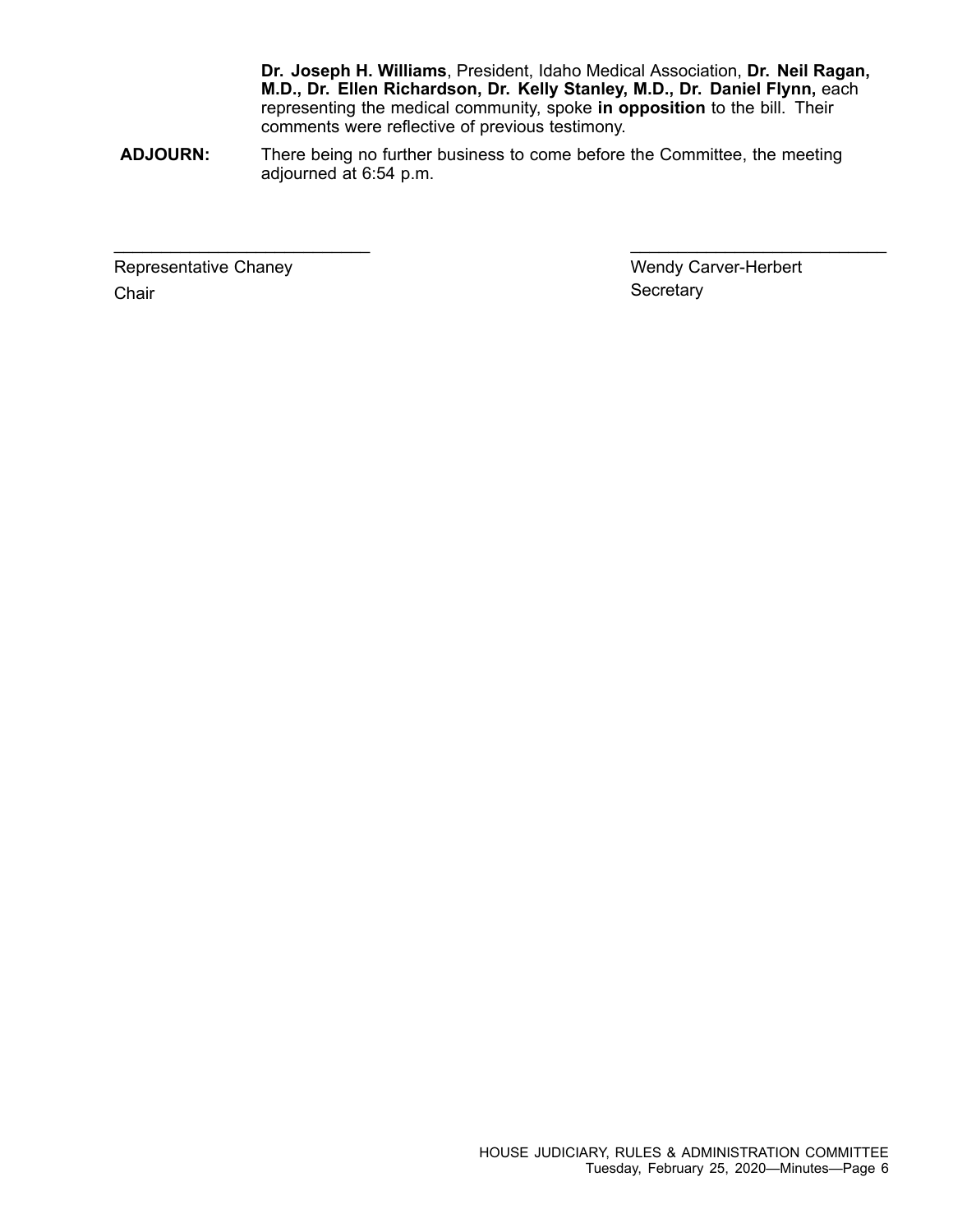**Dr. Joseph H. Williams**, President, Idaho Medical Association, **Dr. Neil Ragan, M.D., Dr. Ellen Richardson, Dr. Kelly Stanley, M.D., Dr. Daniel Flynn,** each representing the medical community, spoke **in opposition** to the bill. Their comments were reflective of previous testimony.

**ADJOURN:** There being no further business to come before the Committee, the meeting adjourned at 6:54 p.m.

___________________________
Representative Chaney
Chair

___________________________
Wendy Carver-Herbert
Secretary